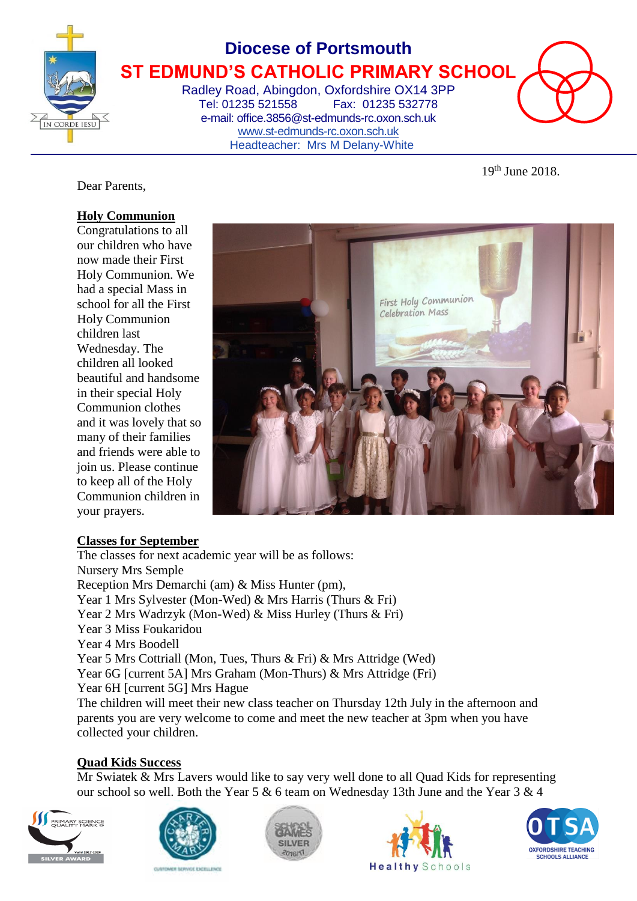# Diocese of Portsmouth

## ST EDMUND'S CATHOLIC PRIMARY SCHOOL

Radley Road, Abingdon, Oxfordshire OX14 3PP
Tel: 01235 521558 Fax: 01235 532778
e-mail: office.3856@st-edmunds-rc.oxon.sch.uk
www.st-edmunds-rc.oxon.sch.uk
Headteacher: Mrs M Delany-White

19th June 2018.

Dear Parents,

**Holy Communion**

Congratulations to all our children who have now made their First Holy Communion. We had a special Mass in school for all the First Holy Communion children last Wednesday. The children all looked beautiful and handsome in their special Holy Communion clothes and it was lovely that so many of their families and friends were able to join us. Please continue to keep all of the Holy Communion children in your prayers.

**Classes for September**

The classes for next academic year will be as follows:
Nursery Mrs Semple
Reception Mrs Demarchi (am) & Miss Hunter (pm),
Year 1 Mrs Sylvester (Mon-Wed) & Mrs Harris (Thurs & Fri)
Year 2 Mrs Wadrzyk (Mon-Wed) & Miss Hurley (Thurs & Fri)
Year 3 Miss Foukaridou
Year 4 Mrs Boodell
Year 5 Mrs Cottriall (Mon, Tues, Thurs & Fri) & Mrs Attridge (Wed)
Year 6G [current 5A] Mrs Graham (Mon-Thurs) & Mrs Attridge (Fri)
Year 6H [current 5G] Mrs Hague
The children will meet their new class teacher on Thursday 12th July in the afternoon and parents you are very welcome to come and meet the new teacher at 3pm when you have collected your children.

**Quad Kids Success**

Mr Swiatek & Mrs Lavers would like to say very well done to all Quad Kids for representing our school so well. Both the Year 5 & 6 team on Wednesday 13th June and the Year 3 & 4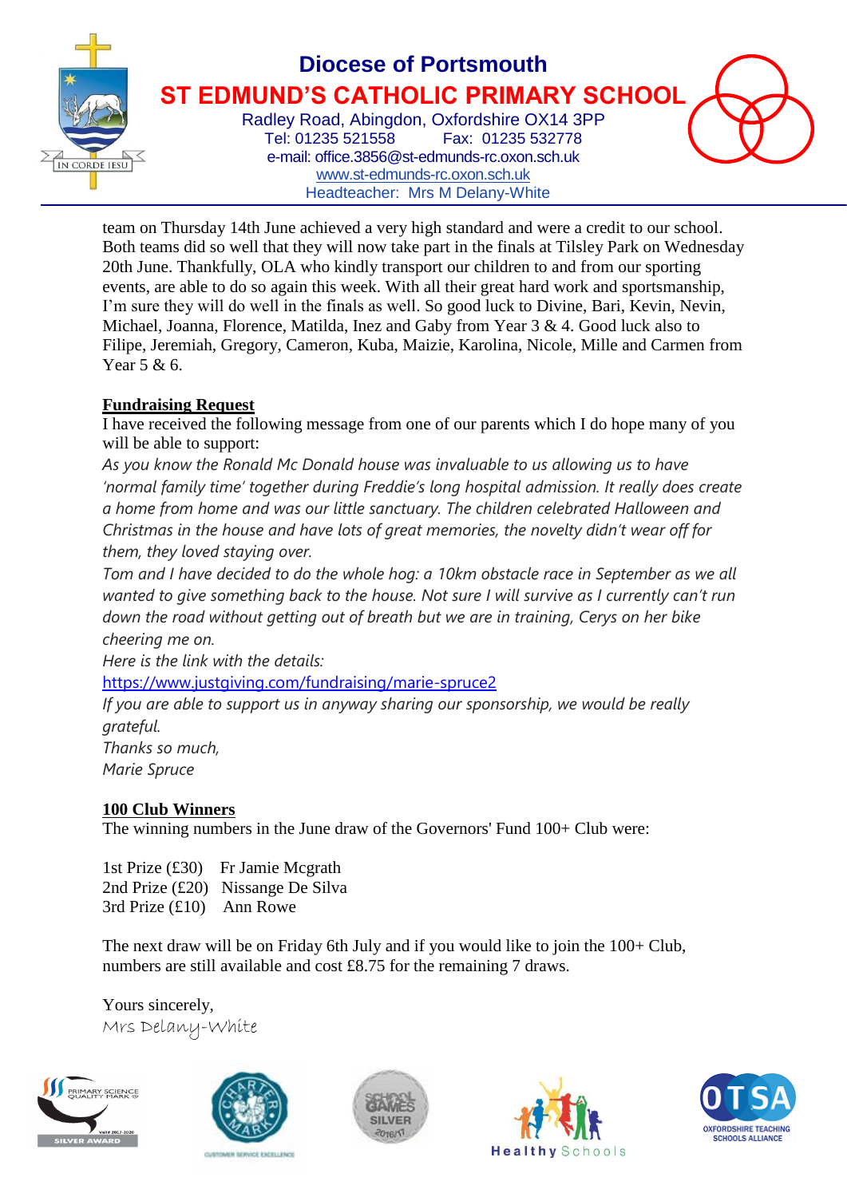team on Thursday 14th June achieved a very high standard and were a credit to our school. Both teams did so well that they will now take part in the finals at Tilsley Park on Wednesday 20th June. Thankfully, OLA who kindly transport our children to and from our sporting events, are able to do so again this week. With all their great hard work and sportsmanship, I'm sure they will do well in the finals as well. So good luck to Divine, Bari, Kevin, Nevin, Michael, Joanna, Florence, Matilda, Inez and Gaby from Year 3 & 4. Good luck also to Filipe, Jeremiah, Gregory, Cameron, Kuba, Maizie, Karolina, Nicole, Mille and Carmen from Year 5 & 6.

**Fundraising Request**

I have received the following message from one of our parents which I do hope many of you will be able to support:

*As you know the Ronald Mc Donald house was invaluable to us allowing us to have 'normal family time' together during Freddie's long hospital admission. It really does create a home from home and was our little sanctuary. The children celebrated Halloween and Christmas in the house and have lots of great memories, the novelty didn't wear off for them, they loved staying over.*

*Tom and I have decided to do the whole hog: a 10km obstacle race in September as we all wanted to give something back to the house. Not sure I will survive as I currently can't run down the road without getting out of breath but we are in training, Cerys on her bike cheering me on.*

*Here is the link with the details:*

https://www.justgiving.com/fundraising/marie-spruce2

*If you are able to support us in anyway sharing our sponsorship, we would be really grateful.*

*Thanks so much,*

*Marie Spruce*

**100 Club Winners**

The winning numbers in the June draw of the Governors' Fund 100+ Club were:

1st Prize (£30) Fr Jamie Mcgrath
2nd Prize (£20) Nissange De Silva
3rd Prize (£10) Ann Rowe

The next draw will be on Friday 6th July and if you would like to join the 100+ Club, numbers are still available and cost £8.75 for the remaining 7 draws.

Yours sincerely,

Mrs Delany-White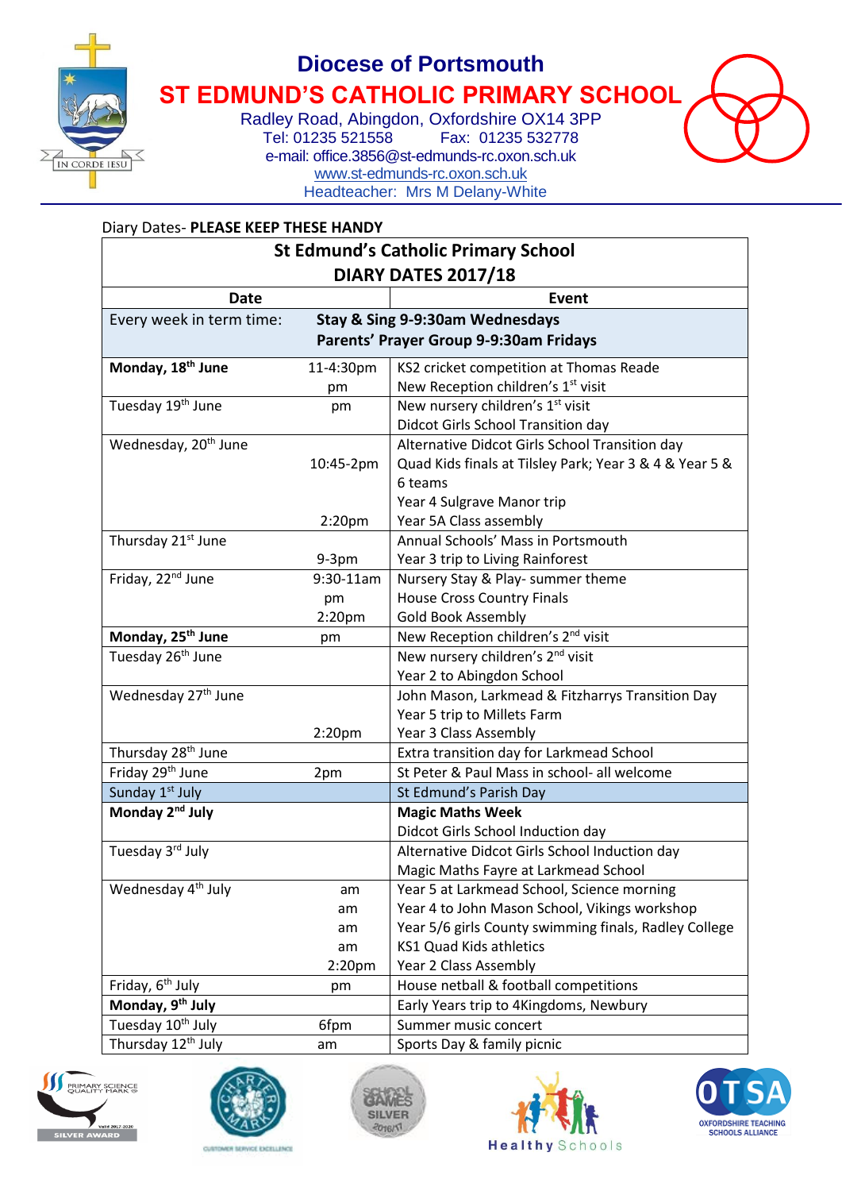# Diocese of Portsmouth

## ST EDMUND'S CATHOLIC PRIMARY SCHOOL

Radley Road, Abingdon, Oxfordshire OX14 3PP
Tel: 01235 521558 Fax: 01235 532778
e-mail: office.3856@st-edmunds-rc.oxon.sch.uk
www.st-edmunds-rc.oxon.sch.uk
Headteacher: Mrs M Delany-White

IN CORDE IESU

Diary Dates- **PLEASE KEEP THESE HANDY**

| **St Edmund's Catholic Primary School DIARY DATES 2017/18** | | |
|---|---|---|
| **Date** | | **Event** |
| Every week in term time: | | **Stay & Sing 9-9:30am Wednesdays**<br>**Parents' Prayer Group 9-9:30am Fridays** |
| **Monday, 18th June** | 11-4:30pm<br>pm | KS2 cricket competition at Thomas Reade<br>New Reception children's 1st visit |
| Tuesday 19th June | pm | New nursery children's 1st visit<br>Didcot Girls School Transition day |
| Wednesday, 20th June | <br>10:45-2pm<br><br><br>2:20pm | Alternative Didcot Girls School Transition day<br>Quad Kids finals at Tilsley Park; Year 3 & 4 & Year 5 & 6 teams<br>Year 4 Sulgrave Manor trip<br>Year 5A Class assembly |
| Thursday 21st June | <br>9-3pm | Annual Schools' Mass in Portsmouth<br>Year 3 trip to Living Rainforest |
| Friday, 22nd June | 9:30-11am<br>pm<br>2:20pm | Nursery Stay & Play- summer theme<br>House Cross Country Finals<br>Gold Book Assembly |
| **Monday, 25th June** | pm | New Reception children's 2nd visit |
| Tuesday 26th June | | New nursery children's 2nd visit<br>Year 2 to Abingdon School |
| Wednesday 27th June | <br><br>2:20pm | John Mason, Larkmead & Fitzharrys Transition Day<br>Year 5 trip to Millets Farm<br>Year 3 Class Assembly |
| Thursday 28th June | | Extra transition day for Larkmead School |
| Friday 29th June | 2pm | St Peter & Paul Mass in school- all welcome |
| Sunday 1st July | | St Edmund's Parish Day |
| **Monday 2nd July** | | **Magic Maths Week**<br>Didcot Girls School Induction day |
| Tuesday 3rd July | | Alternative Didcot Girls School Induction day<br>Magic Maths Fayre at Larkmead School |
| Wednesday 4th July | am<br>am<br>am<br>am<br>2:20pm | Year 5 at Larkmead School, Science morning<br>Year 4 to John Mason School, Vikings workshop<br>Year 5/6 girls County swimming finals, Radley College<br>KS1 Quad Kids athletics<br>Year 2 Class Assembly |
| Friday, 6th July | pm | House netball & football competitions |
| **Monday, 9th July** | | Early Years trip to 4Kingdoms, Newbury |
| Tuesday 10th July | 6fpm | Summer music concert |
| Thursday 12th July | am | Sports Day & family picnic |

PRIMARY SCIENCE QUALITY MARK SILVER AWARD · CHARTER MARK CUSTOMER SERVICE EXCELLENCE · SCHOOL GAMES SILVER 2016/17 · Healthy Schools · OTSA OXFORDSHIRE TEACHING SCHOOLS ALLIANCE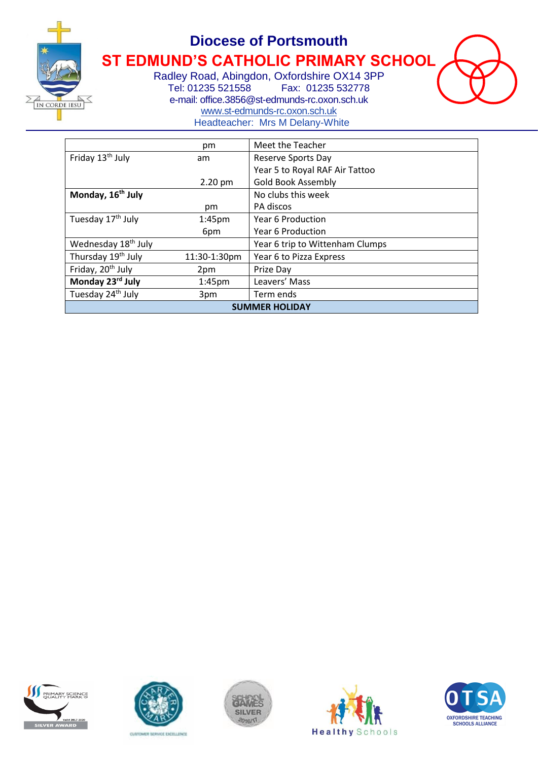# Diocese of Portsmouth

## ST EDMUND'S CATHOLIC PRIMARY SCHOOL

Radley Road, Abingdon, Oxfordshire OX14 3PP
Tel: 01235 521558 Fax: 01235 532778
e-mail: office.3856@st-edmunds-rc.oxon.sch.uk
www.st-edmunds-rc.oxon.sch.uk
Headteacher: Mrs M Delany-White

| | | |
|---|---|---|
| | pm | Meet the Teacher |
| Friday 13th July | am | Reserve Sports Day |
| | | Year 5 to Royal RAF Air Tattoo |
| | 2.20 pm | Gold Book Assembly |
| **Monday, 16th July** | | No clubs this week |
| | pm | PA discos |
| Tuesday 17th July | 1:45pm | Year 6 Production |
| | 6pm | Year 6 Production |
| Wednesday 18th July | | Year 6 trip to Wittenham Clumps |
| Thursday 19th July | 11:30-1:30pm | Year 6 to Pizza Express |
| Friday, 20th July | 2pm | Prize Day |
| **Monday 23rd July** | 1:45pm | Leavers' Mass |
| Tuesday 24th July | 3pm | Term ends |
| **SUMMER HOLIDAY** | | |